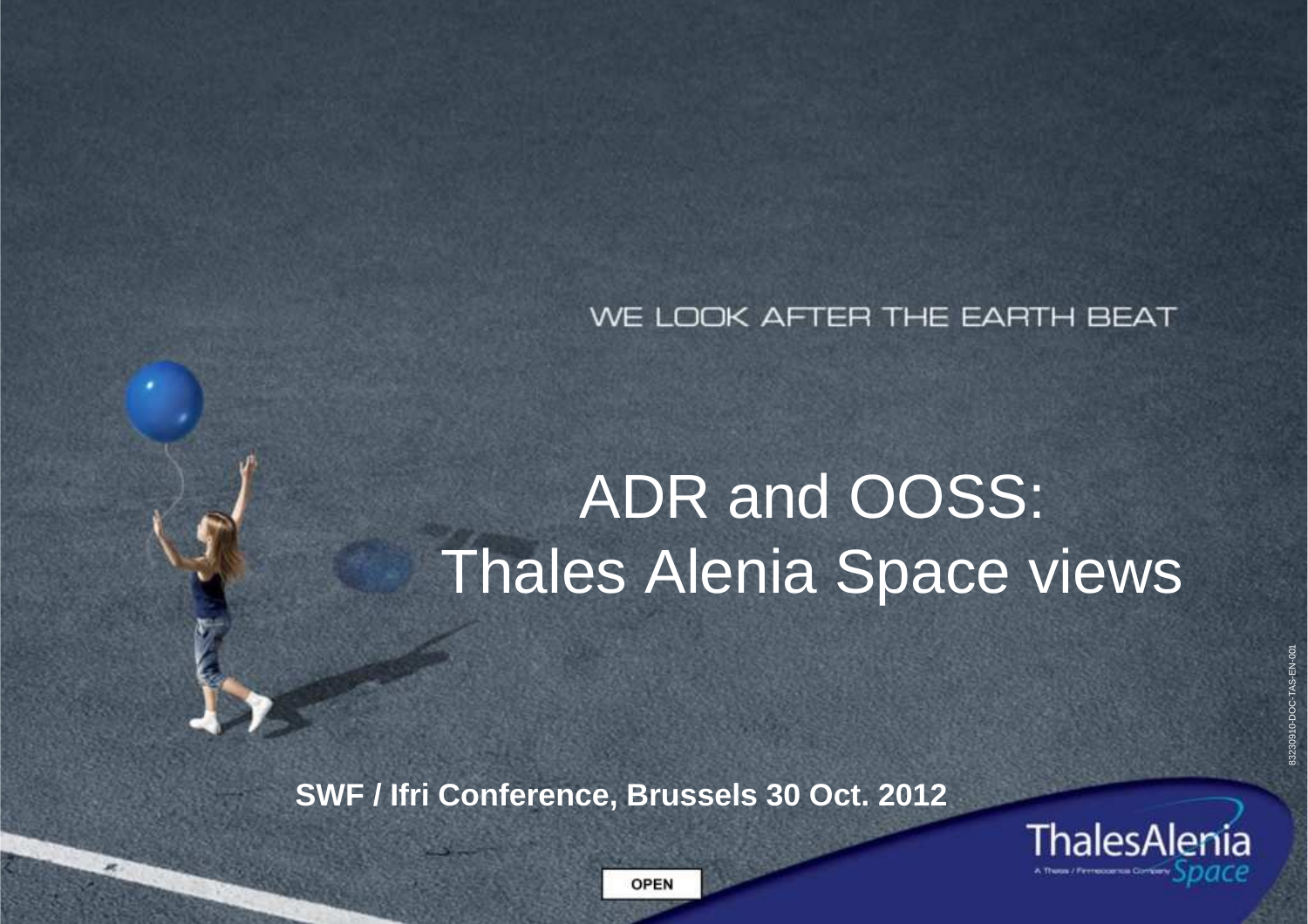WE LOOK AFTER THE EARTH BEAT

# ADR and OOSS: Thales Alenia Space views

**SWF / Ifri Conference, Brussels 30 Oct. 2012**

83230910-DOC-TAS-EN-001

OPEN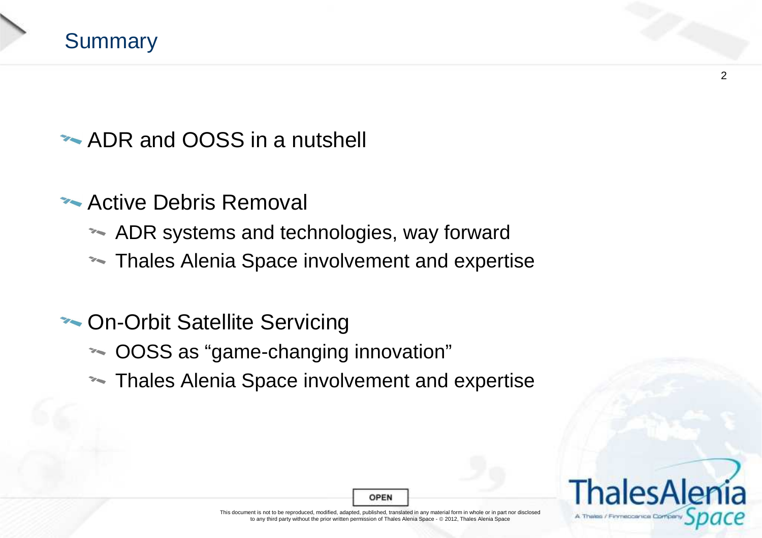# Summary

- ADR and OOSS in a nutshell

- Active Debris Removal
  - ADR systems and technologies, way forward
  - Thales Alenia Space involvement and expertise

- On-Orbit Satellite Servicing
  - OOSS as "game-changing innovation"
  - Thales Alenia Space involvement and expertise

OPEN

This document is not to be reproduced, modified, adapted, published, translated in any material form in whole or in part nor disclosed to any third party without the prior written permission of Thales Alenia Space - © 2012, Thales Alenia Space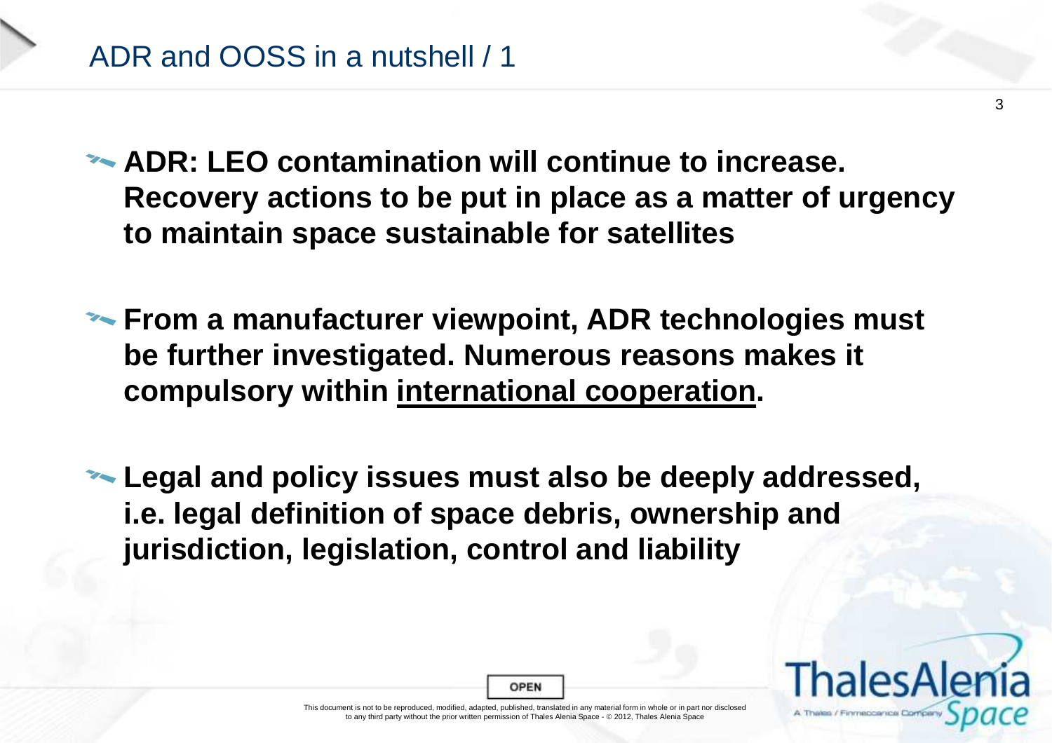# ADR and OOSS in a nutshell / 1

- **ADR: LEO contamination will continue to increase. Recovery actions to be put in place as a matter of urgency to maintain space sustainable for satellites**

- **From a manufacturer viewpoint, ADR technologies must be further investigated. Numerous reasons makes it compulsory within <u>international cooperation</u>.**

- **Legal and policy issues must also be deeply addressed, i.e. legal definition of space debris, ownership and jurisdiction, legislation, control and liability**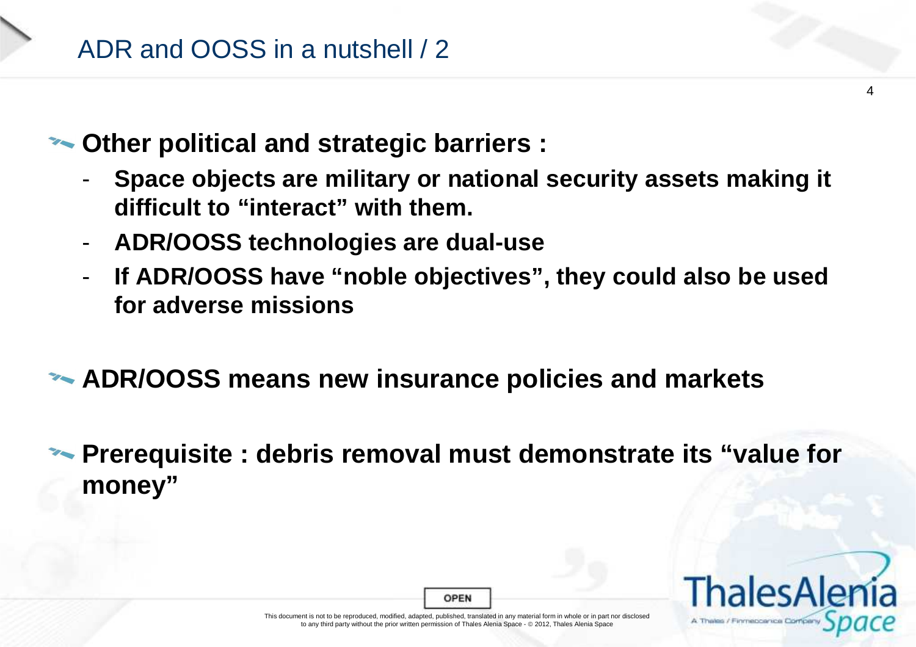# ADR and OOSS in a nutshell / 2

- **Other political and strategic barriers :**
  - **Space objects are military or national security assets making it difficult to "interact" with them.**
  - **ADR/OOSS technologies are dual-use**
  - **If ADR/OOSS have "noble objectives", they could also be used for adverse missions**

- **ADR/OOSS means new insurance policies and markets**

- **Prerequisite : debris removal must demonstrate its "value for money"**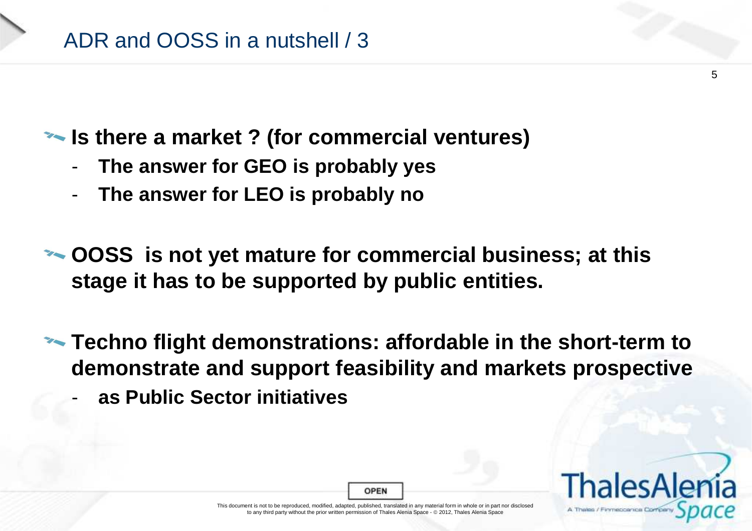## ADR and OOSS in a nutshell / 3

- **Is there a market ? (for commercial ventures)**
  - **The answer for GEO is probably yes**
  - **The answer for LEO is probably no**

- **OOSS is not yet mature for commercial business; at this stage it has to be supported by public entities.**

- **Techno flight demonstrations: affordable in the short-term to demonstrate and support feasibility and markets prospective**
  - **as Public Sector initiatives**

OPEN

This document is not to be reproduced, modified, adapted, published, translated in any material form in whole or in part nor disclosed to any third party without the prior written permission of Thales Alenia Space - © 2012, Thales Alenia Space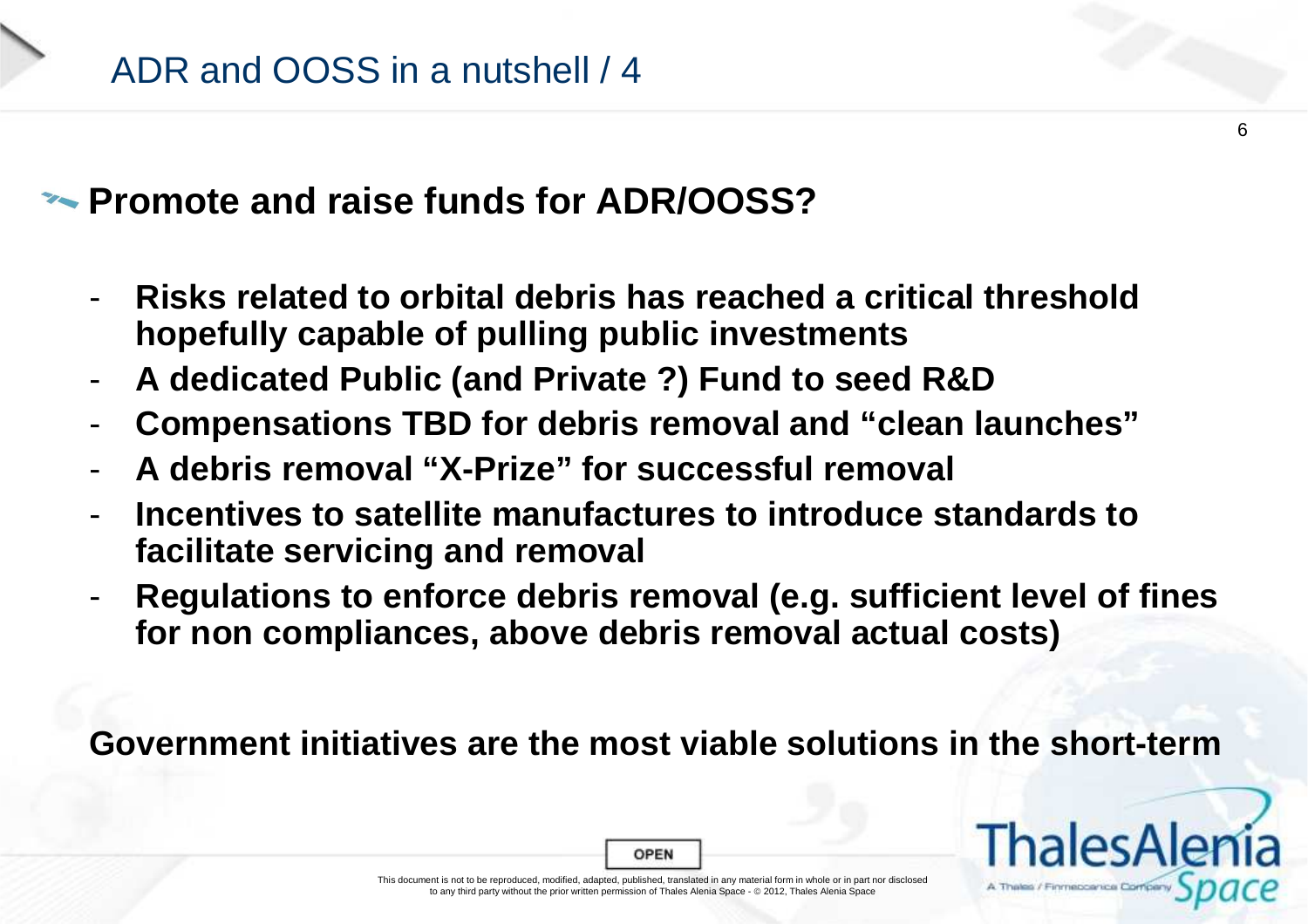# ADR and OOSS in a nutshell / 4

## Promote and raise funds for ADR/OOSS?

- **Risks related to orbital debris has reached a critical threshold hopefully capable of pulling public investments**
- **A dedicated Public (and Private ?) Fund to seed R&D**
- **Compensations TBD for debris removal and "clean launches"**
- **A debris removal "X-Prize" for successful removal**
- **Incentives to satellite manufactures to introduce standards to facilitate servicing and removal**
- **Regulations to enforce debris removal (e.g. sufficient level of fines for non compliances, above debris removal actual costs)**

**Government initiatives are the most viable solutions in the short-term**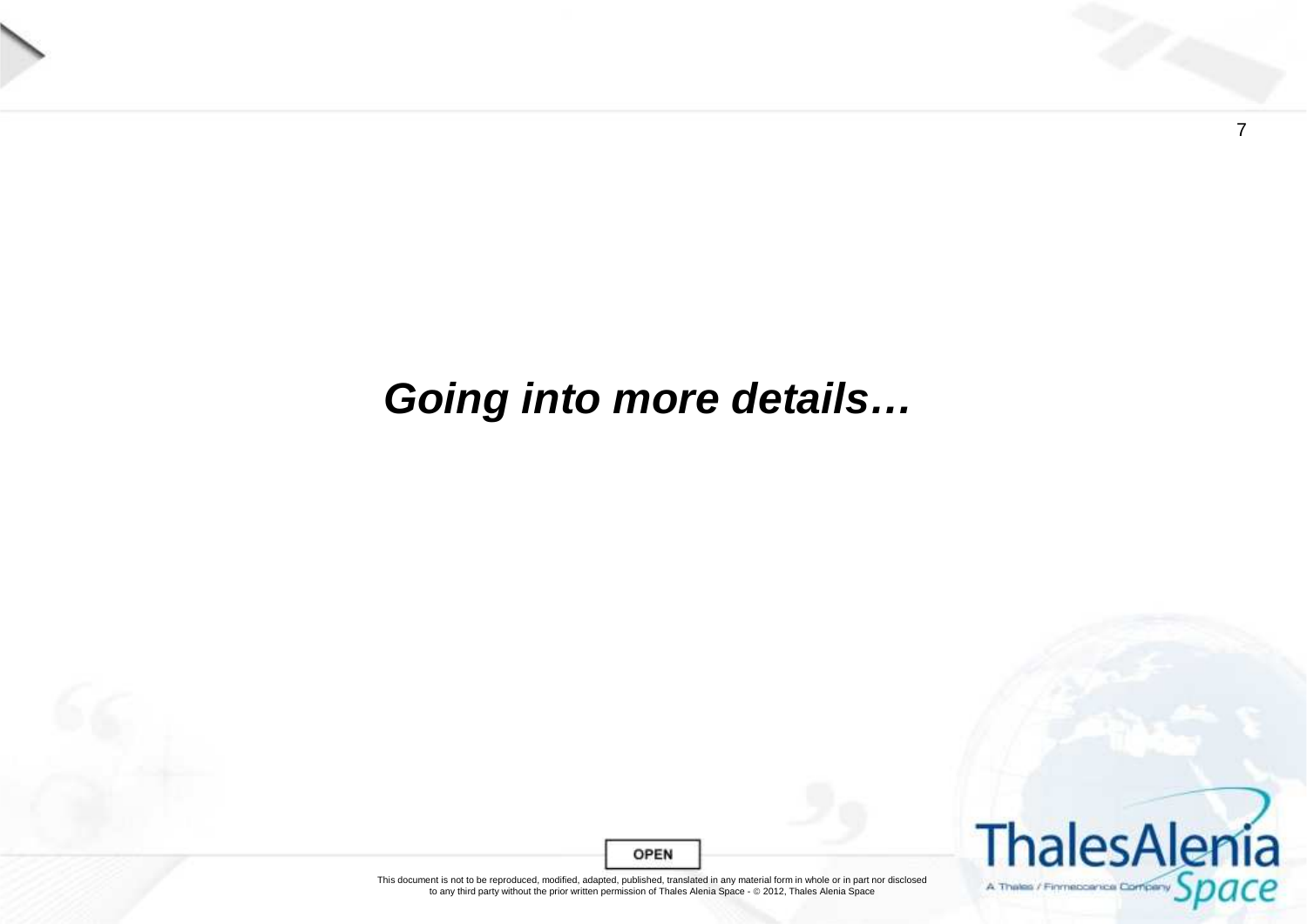***Going into more details…***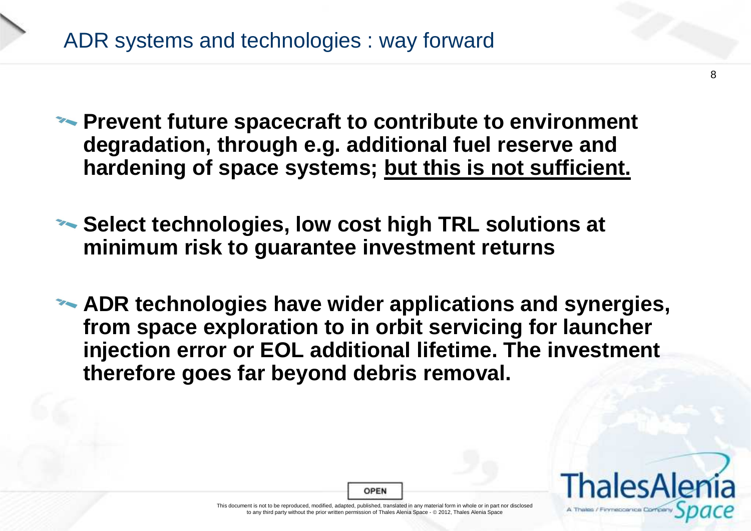# ADR systems and technologies : way forward

- **Prevent future spacecraft to contribute to environment degradation, through e.g. additional fuel reserve and hardening of space systems; <u>but this is not sufficient.</u>**

- **Select technologies, low cost high TRL solutions at minimum risk to guarantee investment returns**

- **ADR technologies have wider applications and synergies, from space exploration to in orbit servicing for launcher injection error or EOL additional lifetime. The investment therefore goes far beyond debris removal.**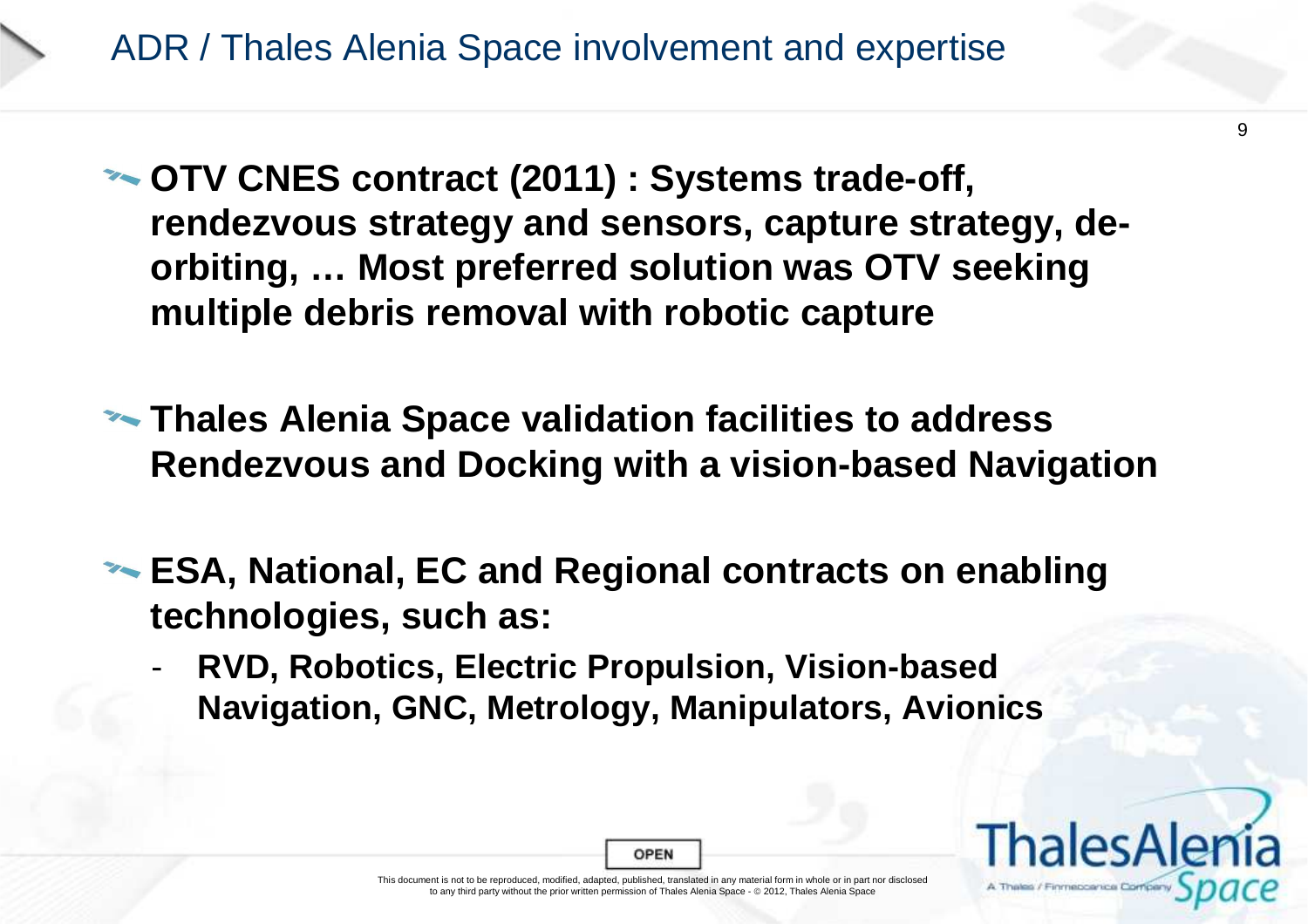# ADR / Thales Alenia Space involvement and expertise

- **OTV CNES contract (2011) : Systems trade-off, rendezvous strategy and sensors, capture strategy, de-orbiting, … Most preferred solution was OTV seeking multiple debris removal with robotic capture**

- **Thales Alenia Space validation facilities to address Rendezvous and Docking with a vision-based Navigation**

- **ESA, National, EC and Regional contracts on enabling technologies, such as:**
  - **RVD, Robotics, Electric Propulsion, Vision-based Navigation, GNC, Metrology, Manipulators, Avionics**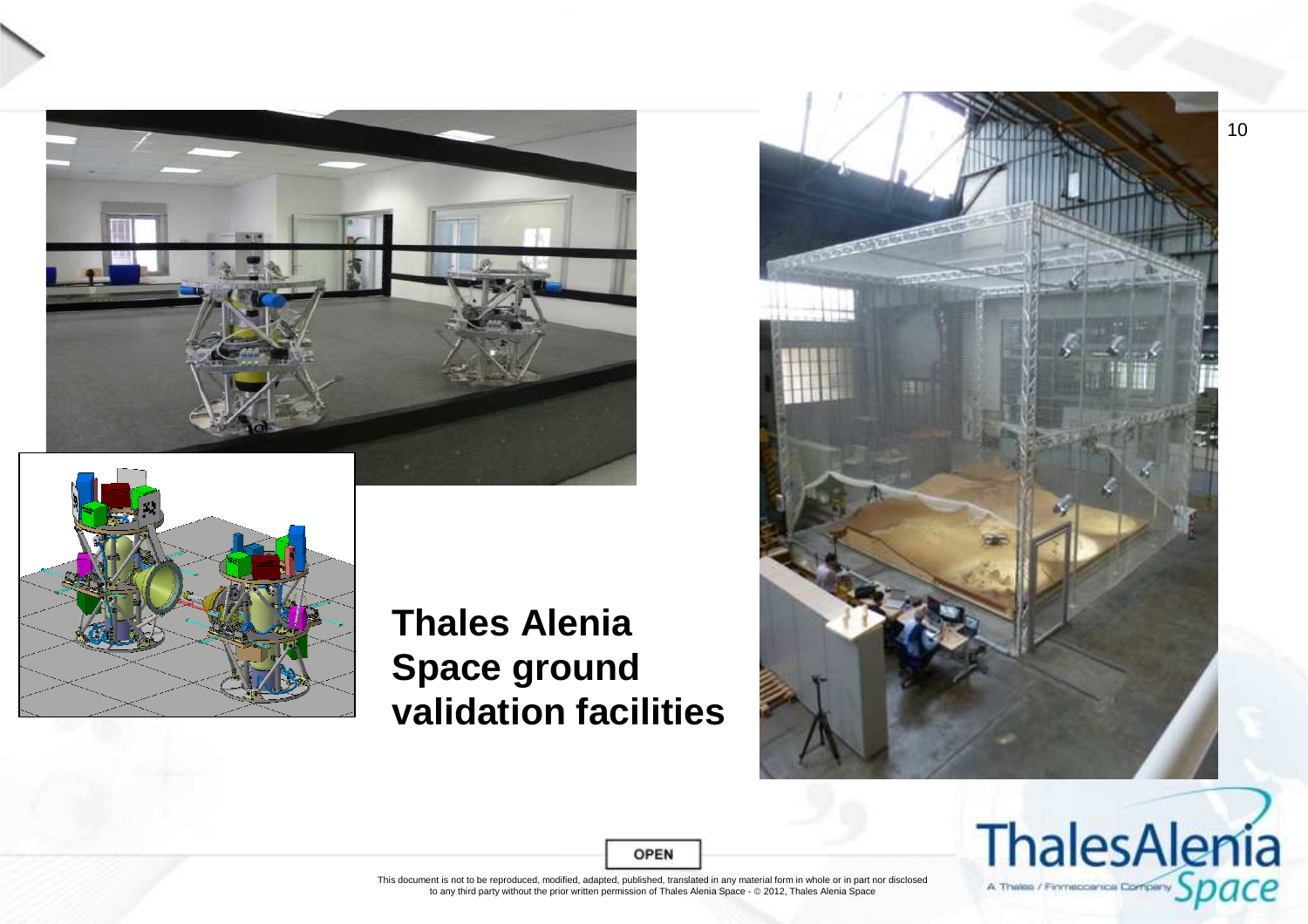# Thales Alenia Space ground validation facilities

OPEN

This document is not to be reproduced, modified, adapted, published, translated in any material form in whole or in part nor disclosed to any third party without the prior written permission of Thales Alenia Space - © 2012, Thales Alenia Space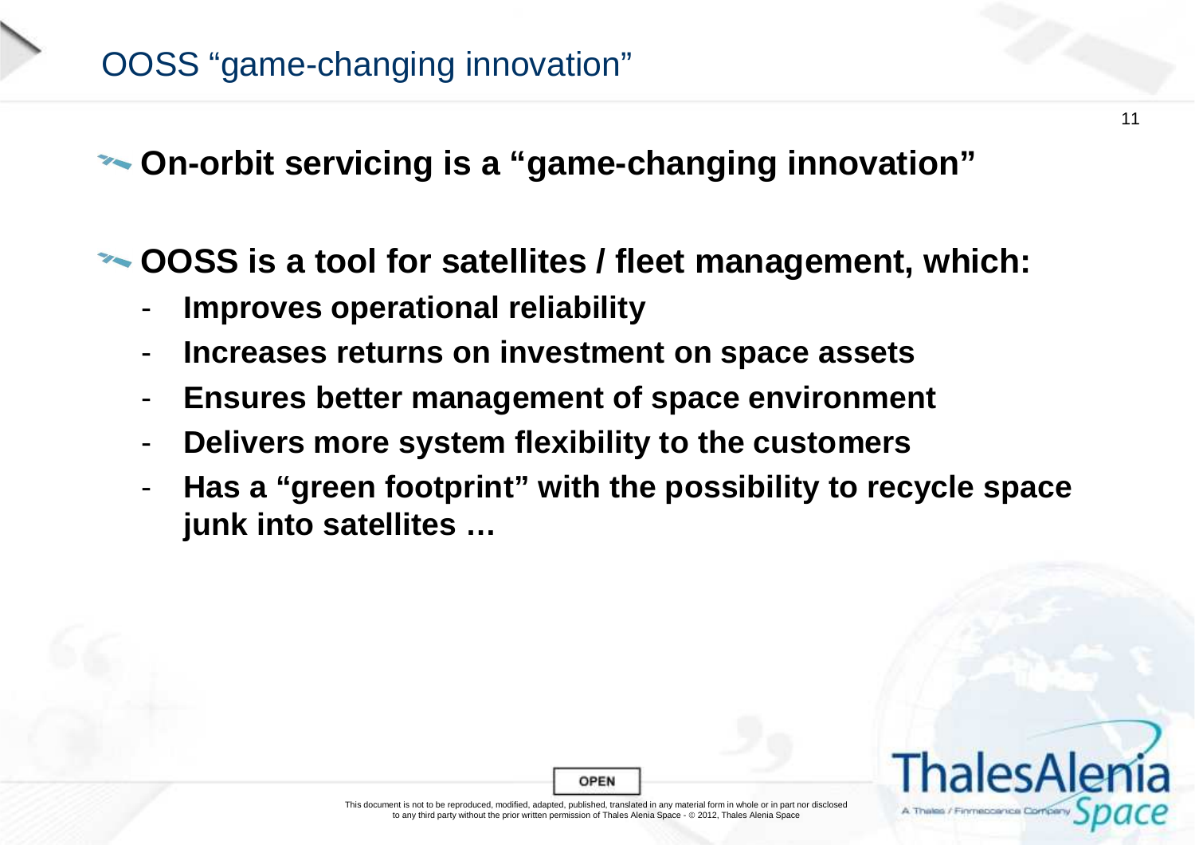## OOSS "game-changing innovation"

- **On-orbit servicing is a "game-changing innovation"**

- **OOSS is a tool for satellites / fleet management, which:**
  - **Improves operational reliability**
  - **Increases returns on investment on space assets**
  - **Ensures better management of space environment**
  - **Delivers more system flexibility to the customers**
  - **Has a "green footprint" with the possibility to recycle space junk into satellites …**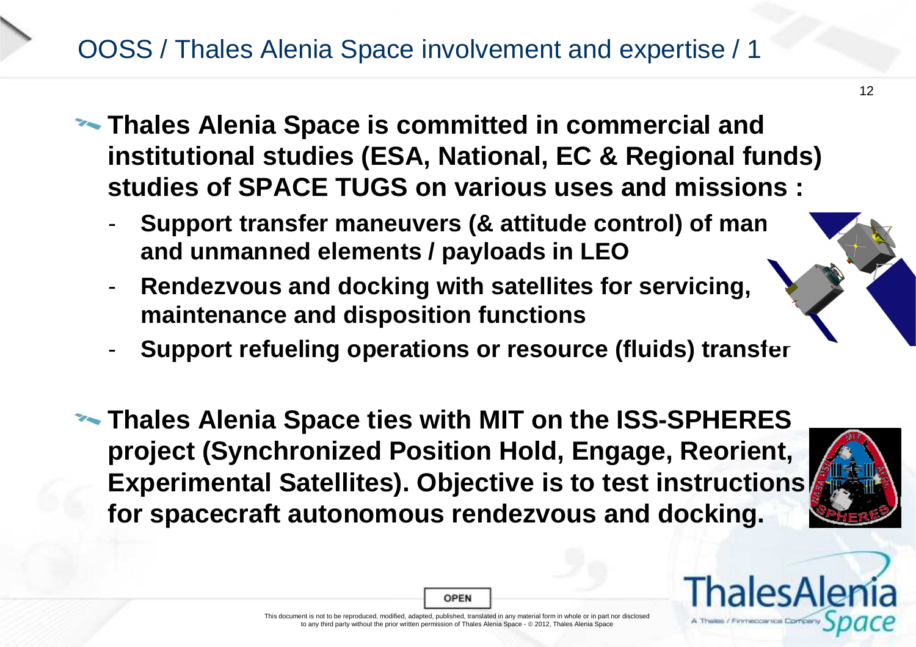# OOSS / Thales Alenia Space involvement and expertise / 1

- **Thales Alenia Space is committed in commercial and institutional studies (ESA, National, EC & Regional funds) studies of SPACE TUGS on various uses and missions :**
  - **Support transfer maneuvers (& attitude control) of man and unmanned elements / payloads in LEO**
  - **Rendezvous and docking with satellites for servicing, maintenance and disposition functions**
  - **Support refueling operations or resource (fluids) transfer**

- **Thales Alenia Space ties with MIT on the ISS-SPHERES project (Synchronized Position Hold, Engage, Reorient, Experimental Satellites). Objective is to test instructions for spacecraft autonomous rendezvous and docking.**

OPEN

This document is not to be reproduced, modified, adapted, published, translated in any material form in whole or in part nor disclosed to any third party without the prior written permission of Thales Alenia Space - © 2012, Thales Alenia Space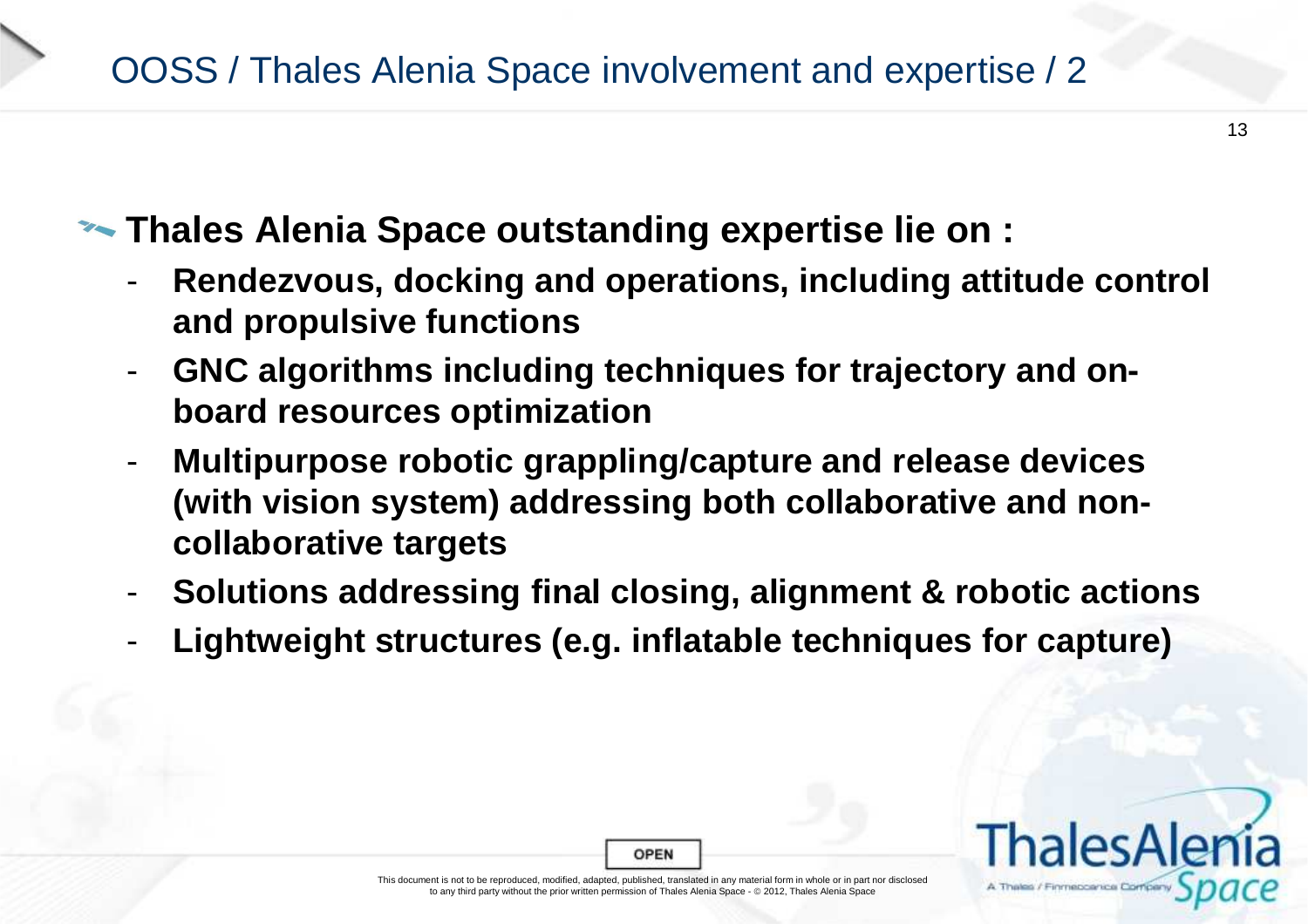# OOSS / Thales Alenia Space involvement and expertise / 2

- **Thales Alenia Space outstanding expertise lie on :**
  - **Rendezvous, docking and operations, including attitude control and propulsive functions**
  - **GNC algorithms including techniques for trajectory and on-board resources optimization**
  - **Multipurpose robotic grappling/capture and release devices (with vision system) addressing both collaborative and non-collaborative targets**
  - **Solutions addressing final closing, alignment & robotic actions**
  - **Lightweight structures (e.g. inflatable techniques for capture)**

OPEN

This document is not to be reproduced, modified, adapted, published, translated in any material form in whole or in part nor disclosed to any third party without the prior written permission of Thales Alenia Space - © 2012, Thales Alenia Space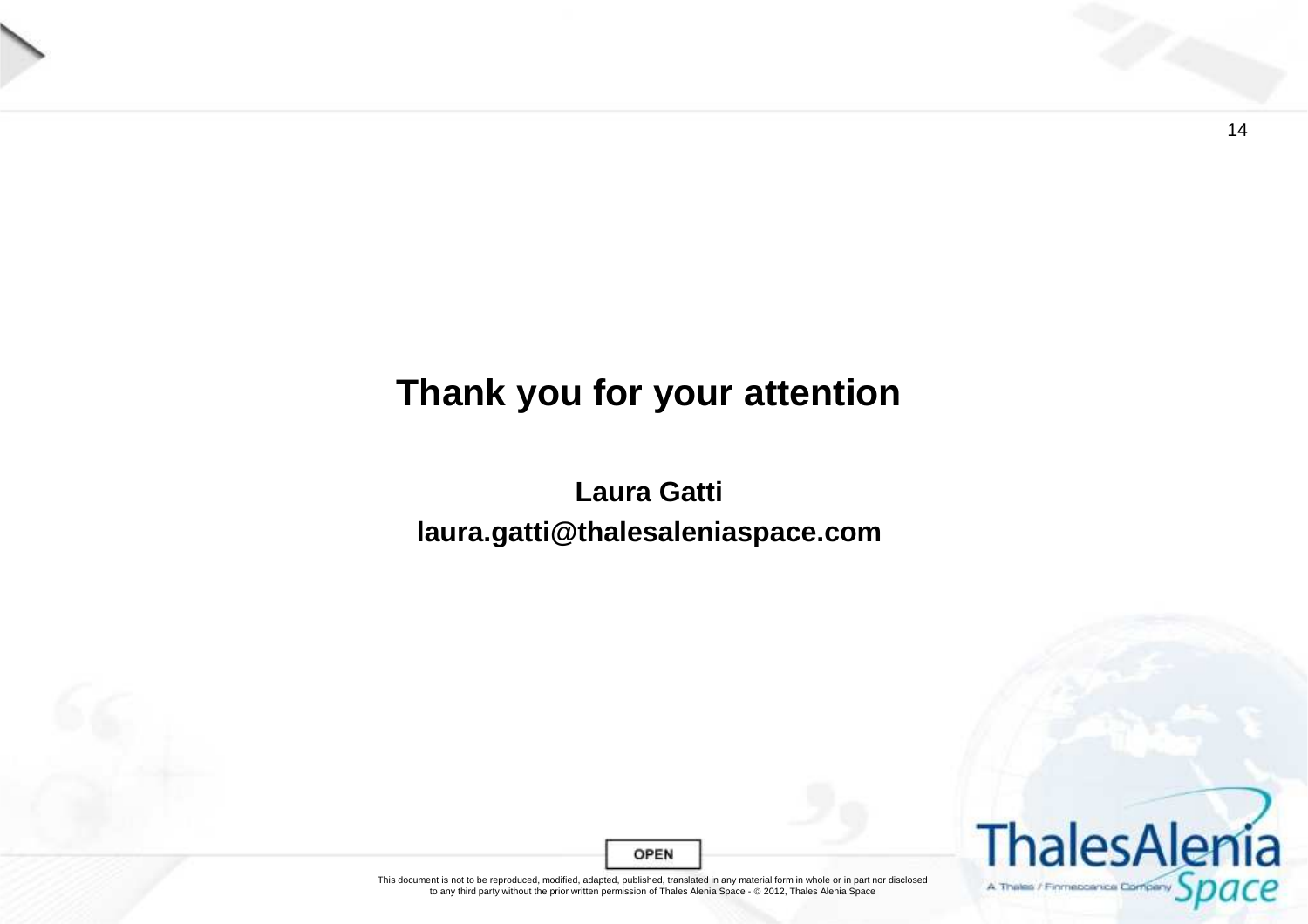**Thank you for your attention**

**Laura Gatti**

**laura.gatti@thalesaleniaspace.com**

OPEN

This document is not to be reproduced, modified, adapted, published, translated in any material form in whole or in part nor disclosed to any third party without the prior written permission of Thales Alenia Space - © 2012, Thales Alenia Space